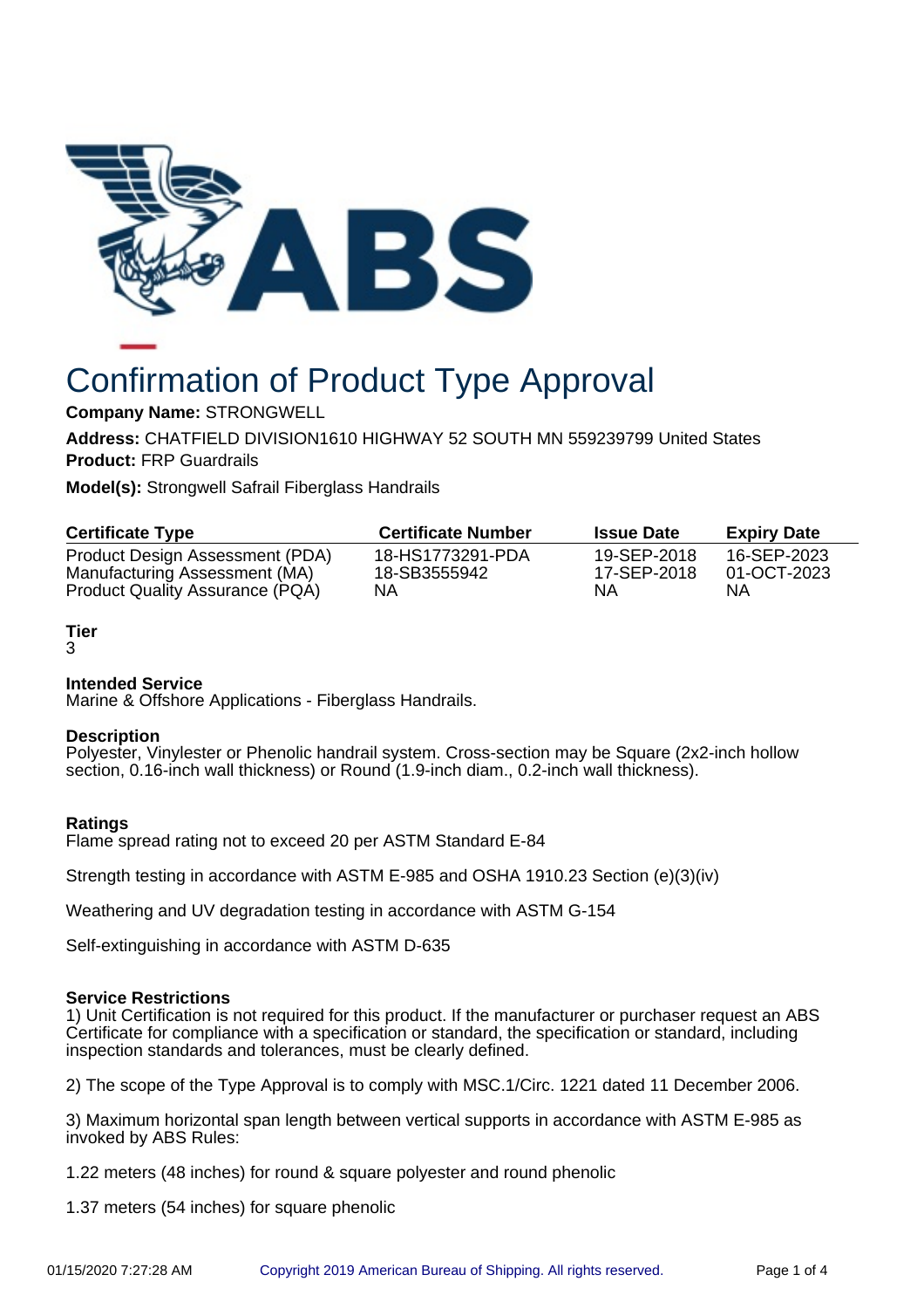# Confirmation of Product Type Approval

**Company Name:** STRONGWELL

**Address:** CHATFIELD DIVISION1610 HIGHWAY 52 SOUTH MN 559239799 United States

**Product:** FRP Guardrails

**Model(s):** Strongwell Safrail Fiberglass Handrails

| Certificate Type | Certificate Number | Issue Date | Expiry Date |
|---|---|---|---|
| Product Design Assessment (PDA) | 18-HS1773291-PDA | 19-SEP-2018 | 16-SEP-2023 |
| Manufacturing Assessment (MA) | 18-SB3555942 | 17-SEP-2018 | 01-OCT-2023 |
| Product Quality Assurance (PQA) | NA | NA | NA |

**Tier**
3

**Intended Service**
Marine & Offshore Applications - Fiberglass Handrails.

**Description**
Polyester, Vinylester or Phenolic handrail system. Cross-section may be Square (2x2-inch hollow section, 0.16-inch wall thickness) or Round (1.9-inch diam., 0.2-inch wall thickness).

**Ratings**
Flame spread rating not to exceed 20 per ASTM Standard E-84

Strength testing in accordance with ASTM E-985 and OSHA 1910.23 Section (e)(3)(iv)

Weathering and UV degradation testing in accordance with ASTM G-154

Self-extinguishing in accordance with ASTM D-635

**Service Restrictions**
1) Unit Certification is not required for this product. If the manufacturer or purchaser request an ABS Certificate for compliance with a specification or standard, the specification or standard, including inspection standards and tolerances, must be clearly defined.

2) The scope of the Type Approval is to comply with MSC.1/Circ. 1221 dated 11 December 2006.

3) Maximum horizontal span length between vertical supports in accordance with ASTM E-985 as invoked by ABS Rules:

1.22 meters (48 inches) for round & square polyester and round phenolic

1.37 meters (54 inches) for square phenolic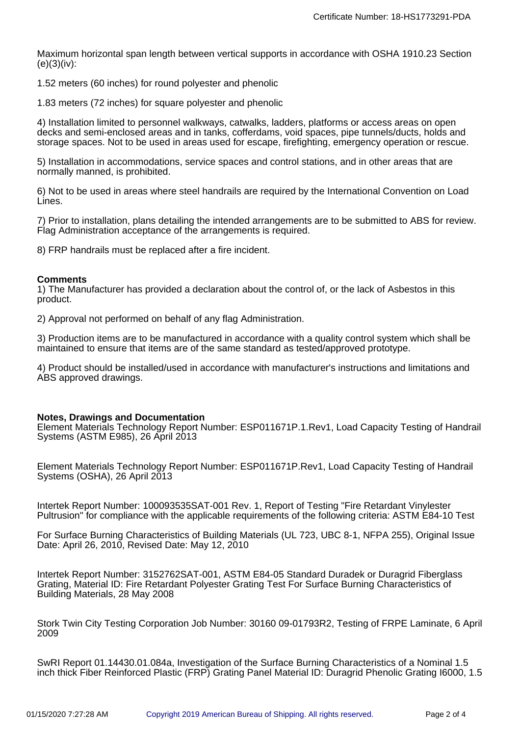Maximum horizontal span length between vertical supports in accordance with OSHA 1910.23 Section (e)(3)(iv):

1.52 meters (60 inches) for round polyester and phenolic

1.83 meters (72 inches) for square polyester and phenolic

4) Installation limited to personnel walkways, catwalks, ladders, platforms or access areas on open decks and semi-enclosed areas and in tanks, cofferdams, void spaces, pipe tunnels/ducts, holds and storage spaces. Not to be used in areas used for escape, firefighting, emergency operation or rescue.

5) Installation in accommodations, service spaces and control stations, and in other areas that are normally manned, is prohibited.

6) Not to be used in areas where steel handrails are required by the International Convention on Load Lines.

7) Prior to installation, plans detailing the intended arrangements are to be submitted to ABS for review. Flag Administration acceptance of the arrangements is required.

8) FRP handrails must be replaced after a fire incident.

**Comments**

1) The Manufacturer has provided a declaration about the control of, or the lack of Asbestos in this product.

2) Approval not performed on behalf of any flag Administration.

3) Production items are to be manufactured in accordance with a quality control system which shall be maintained to ensure that items are of the same standard as tested/approved prototype.

4) Product should be installed/used in accordance with manufacturer's instructions and limitations and ABS approved drawings.

**Notes, Drawings and Documentation**

Element Materials Technology Report Number: ESP011671P.1.Rev1, Load Capacity Testing of Handrail Systems (ASTM E985), 26 April 2013

Element Materials Technology Report Number: ESP011671P.Rev1, Load Capacity Testing of Handrail Systems (OSHA), 26 April 2013

Intertek Report Number: 100093535SAT-001 Rev. 1, Report of Testing "Fire Retardant Vinylester Pultrusion" for compliance with the applicable requirements of the following criteria: ASTM E84-10 Test

For Surface Burning Characteristics of Building Materials (UL 723, UBC 8-1, NFPA 255), Original Issue Date: April 26, 2010, Revised Date: May 12, 2010

Intertek Report Number: 3152762SAT-001, ASTM E84-05 Standard Duradek or Duragrid Fiberglass Grating, Material ID: Fire Retardant Polyester Grating Test For Surface Burning Characteristics of Building Materials, 28 May 2008

Stork Twin City Testing Corporation Job Number: 30160 09-01793R2, Testing of FRPE Laminate, 6 April 2009

SwRI Report 01.14430.01.084a, Investigation of the Surface Burning Characteristics of a Nominal 1.5 inch thick Fiber Reinforced Plastic (FRP) Grating Panel Material ID: Duragrid Phenolic Grating I6000, 1.5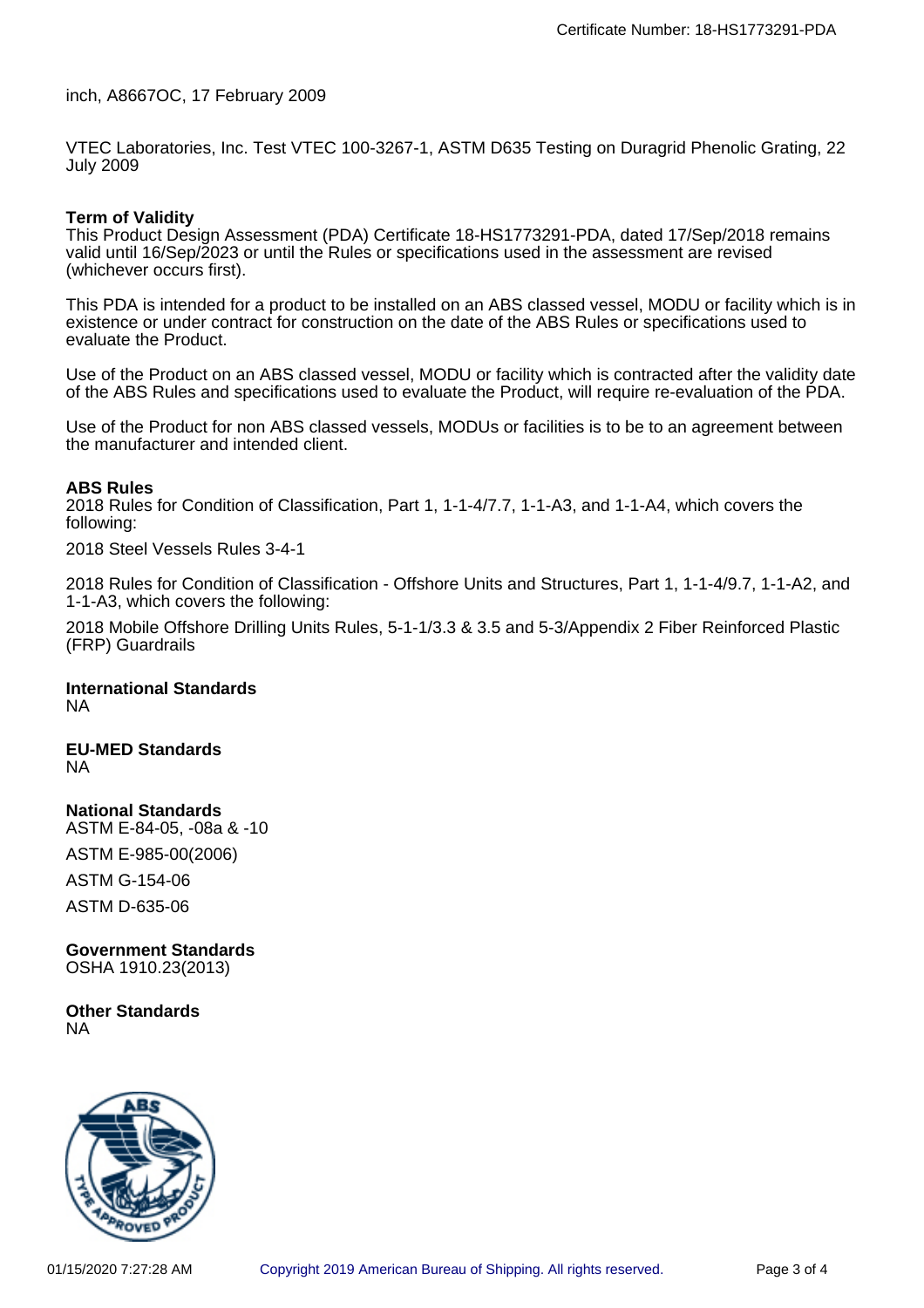inch, A8667OC, 17 February 2009

VTEC Laboratories, Inc. Test VTEC 100-3267-1, ASTM D635 Testing on Duragrid Phenolic Grating, 22 July 2009

**Term of Validity**
This Product Design Assessment (PDA) Certificate 18-HS1773291-PDA, dated 17/Sep/2018 remains valid until 16/Sep/2023 or until the Rules or specifications used in the assessment are revised (whichever occurs first).

This PDA is intended for a product to be installed on an ABS classed vessel, MODU or facility which is in existence or under contract for construction on the date of the ABS Rules or specifications used to evaluate the Product.

Use of the Product on an ABS classed vessel, MODU or facility which is contracted after the validity date of the ABS Rules and specifications used to evaluate the Product, will require re-evaluation of the PDA.

Use of the Product for non ABS classed vessels, MODUs or facilities is to be to an agreement between the manufacturer and intended client.

**ABS Rules**
2018 Rules for Condition of Classification, Part 1, 1-1-4/7.7, 1-1-A3, and 1-1-A4, which covers the following:

2018 Steel Vessels Rules 3-4-1

2018 Rules for Condition of Classification - Offshore Units and Structures, Part 1, 1-1-4/9.7, 1-1-A2, and 1-1-A3, which covers the following:

2018 Mobile Offshore Drilling Units Rules, 5-1-1/3.3 & 3.5 and 5-3/Appendix 2 Fiber Reinforced Plastic (FRP) Guardrails

**International Standards**
NA

**EU-MED Standards**
NA

**National Standards**
ASTM E-84-05, -08a & -10

ASTM E-985-00(2006)

ASTM G-154-06

ASTM D-635-06

**Government Standards**
OSHA 1910.23(2013)

**Other Standards**
NA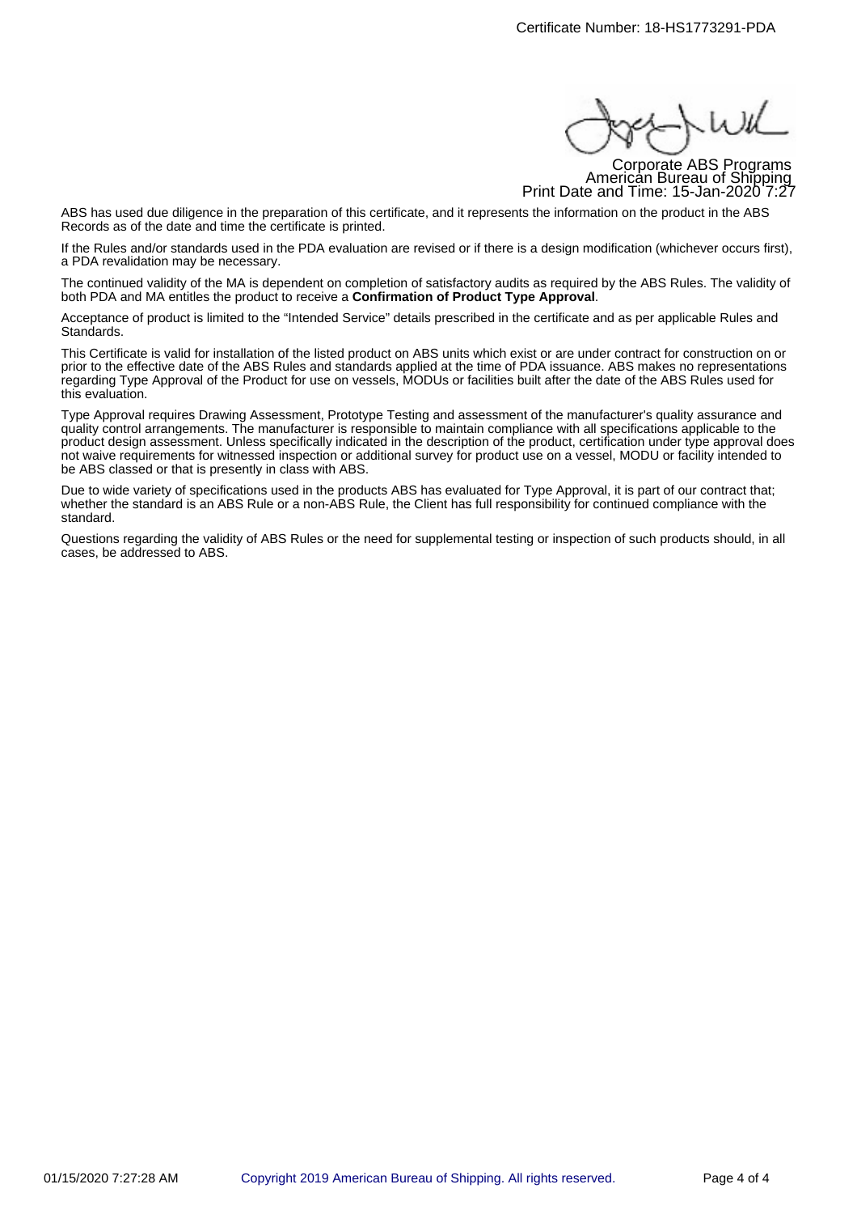Certificate Number: 18-HS1773291-PDA

Corporate ABS Programs
American Bureau of Shipping
Print Date and Time: 15-Jan-2020 7:27

ABS has used due diligence in the preparation of this certificate, and it represents the information on the product in the ABS Records as of the date and time the certificate is printed.

If the Rules and/or standards used in the PDA evaluation are revised or if there is a design modification (whichever occurs first), a PDA revalidation may be necessary.

The continued validity of the MA is dependent on completion of satisfactory audits as required by the ABS Rules. The validity of both PDA and MA entitles the product to receive a **Confirmation of Product Type Approval**.

Acceptance of product is limited to the "Intended Service" details prescribed in the certificate and as per applicable Rules and Standards.

This Certificate is valid for installation of the listed product on ABS units which exist or are under contract for construction on or prior to the effective date of the ABS Rules and standards applied at the time of PDA issuance. ABS makes no representations regarding Type Approval of the Product for use on vessels, MODUs or facilities built after the date of the ABS Rules used for this evaluation.

Type Approval requires Drawing Assessment, Prototype Testing and assessment of the manufacturer's quality assurance and quality control arrangements. The manufacturer is responsible to maintain compliance with all specifications applicable to the product design assessment. Unless specifically indicated in the description of the product, certification under type approval does not waive requirements for witnessed inspection or additional survey for product use on a vessel, MODU or facility intended to be ABS classed or that is presently in class with ABS.

Due to wide variety of specifications used in the products ABS has evaluated for Type Approval, it is part of our contract that; whether the standard is an ABS Rule or a non-ABS Rule, the Client has full responsibility for continued compliance with the standard.

Questions regarding the validity of ABS Rules or the need for supplemental testing or inspection of such products should, in all cases, be addressed to ABS.